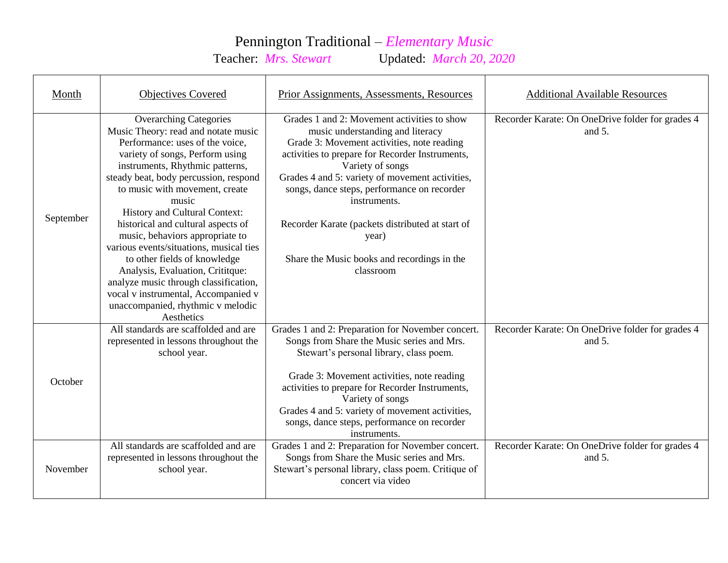# Pennington Traditional – *Elementary Music*

Teacher: *Mrs. Stewart* Updated: *March 20, 2020*

| Month | Objectives Covered | Prior Assignments, Assessments, Resources | Additional Available Resources |
| --- | --- | --- | --- |
| September | Overarching Categories<br>Music Theory: read and notate music<br>Performance: uses of the voice, variety of songs, Perform using instruments, Rhythmic patterns, steady beat, body percussion, respond to music with movement, create music<br>History and Cultural Context: historical and cultural aspects of music, behaviors appropriate to various events/situations, musical ties to other fields of knowledge<br>Analysis, Evaluation, Crititque: analyze music through classification, vocal v instrumental, Accompanied v unaccompanied, rhythmic v melodic<br>Aesthetics | Grades 1 and 2: Movement activities to show music understanding and literacy<br>Grade 3: Movement activities, note reading activities to prepare for Recorder Instruments, Variety of songs<br>Grades 4 and 5: variety of movement activities, songs, dance steps, performance on recorder instruments.<br><br>Recorder Karate (packets distributed at start of year)<br><br>Share the Music books and recordings in the classroom | Recorder Karate: On OneDrive folder for grades 4 and 5. |
| October | All standards are scaffolded and are represented in lessons throughout the school year. | Grades 1 and 2: Preparation for November concert. Songs from Share the Music series and Mrs. Stewart's personal library, class poem.<br><br>Grade 3: Movement activities, note reading activities to prepare for Recorder Instruments, Variety of songs<br>Grades 4 and 5: variety of movement activities, songs, dance steps, performance on recorder instruments. | Recorder Karate: On OneDrive folder for grades 4 and 5. |
| November | All standards are scaffolded and are represented in lessons throughout the school year. | Grades 1 and 2: Preparation for November concert. Songs from Share the Music series and Mrs. Stewart's personal library, class poem. Critique of concert via video | Recorder Karate: On OneDrive folder for grades 4 and 5. |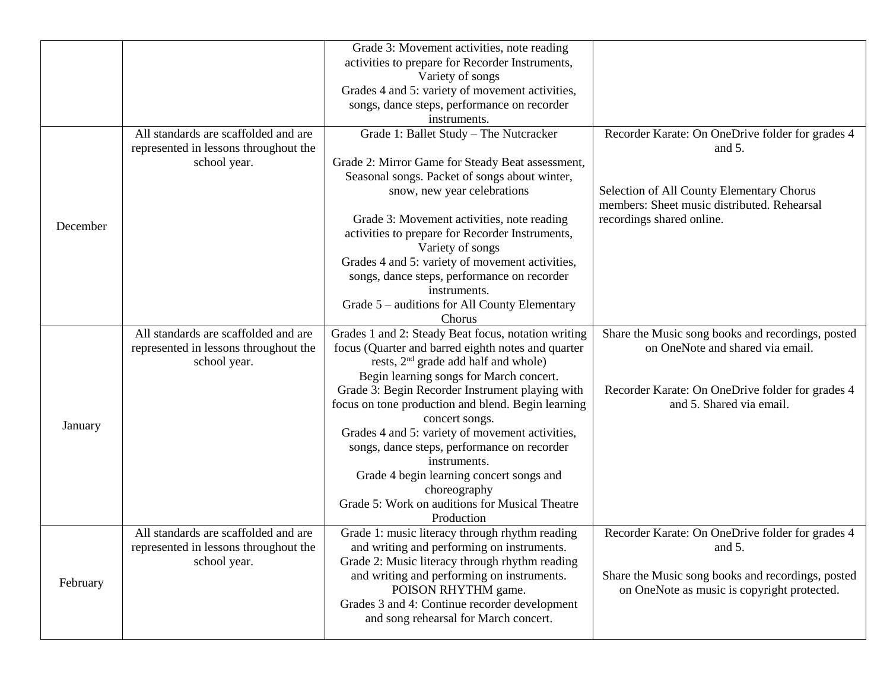| | | | |
|---|---|---|---|
| | | Grade 3: Movement activities, note reading activities to prepare for Recorder Instruments, Variety of songs<br>Grades 4 and 5: variety of movement activities, songs, dance steps, performance on recorder instruments. | |
| December | All standards are scaffolded and are represented in lessons throughout the school year. | Grade 1: Ballet Study – The Nutcracker<br><br>Grade 2: Mirror Game for Steady Beat assessment, Seasonal songs. Packet of songs about winter, snow, new year celebrations<br><br>Grade 3: Movement activities, note reading activities to prepare for Recorder Instruments, Variety of songs<br>Grades 4 and 5: variety of movement activities, songs, dance steps, performance on recorder instruments.<br>Grade 5 – auditions for All County Elementary Chorus | Recorder Karate: On OneDrive folder for grades 4 and 5.<br><br>Selection of All County Elementary Chorus members: Sheet music distributed. Rehearsal recordings shared online. |
| January | All standards are scaffolded and are represented in lessons throughout the school year. | Grades 1 and 2: Steady Beat focus, notation writing focus (Quarter and barred eighth notes and quarter rests, 2nd grade add half and whole)<br>Begin learning songs for March concert.<br>Grade 3: Begin Recorder Instrument playing with focus on tone production and blend. Begin learning concert songs.<br>Grades 4 and 5: variety of movement activities, songs, dance steps, performance on recorder instruments.<br>Grade 4 begin learning concert songs and choreography<br>Grade 5: Work on auditions for Musical Theatre Production | Share the Music song books and recordings, posted on OneNote and shared via email.<br><br>Recorder Karate: On OneDrive folder for grades 4 and 5. Shared via email. |
| February | All standards are scaffolded and are represented in lessons throughout the school year. | Grade 1: music literacy through rhythm reading and writing and performing on instruments.<br>Grade 2: Music literacy through rhythm reading and writing and performing on instruments. POISON RHYTHM game.<br>Grades 3 and 4: Continue recorder development and song rehearsal for March concert. | Recorder Karate: On OneDrive folder for grades 4 and 5.<br><br>Share the Music song books and recordings, posted on OneNote as music is copyright protected. |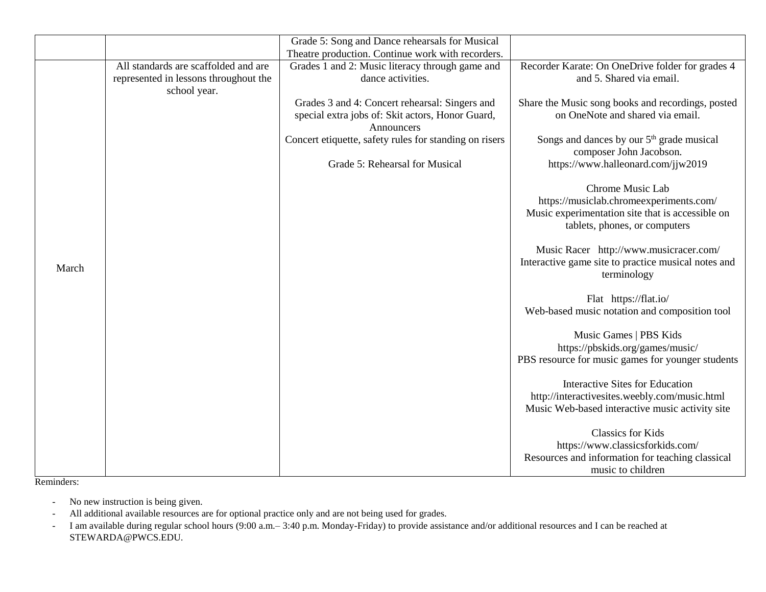| | | | |
|---|---|---|---|
| | | Grade 5: Song and Dance rehearsals for Musical Theatre production. Continue work with recorders. | |
| March | All standards are scaffolded and are represented in lessons throughout the school year. | Grades 1 and 2: Music literacy through game and dance activities.<br><br>Grades 3 and 4: Concert rehearsal: Singers and special extra jobs of: Skit actors, Honor Guard, Announcers<br>Concert etiquette, safety rules for standing on risers<br><br>Grade 5: Rehearsal for Musical | Recorder Karate: On OneDrive folder for grades 4 and 5. Shared via email.<br><br>Share the Music song books and recordings, posted on OneNote and shared via email.<br><br>Songs and dances by our 5th grade musical composer John Jacobson. https://www.halleonard.com/jjw2019<br><br>Chrome Music Lab https://musiclab.chromeexperiments.com/ Music experimentation site that is accessible on tablets, phones, or computers<br><br>Music Racer http://www.musicracer.com/ Interactive game site to practice musical notes and terminology<br><br>Flat https://flat.io/ Web-based music notation and composition tool<br><br>Music Games \| PBS Kids https://pbskids.org/games/music/ PBS resource for music games for younger students<br><br>Interactive Sites for Education http://interactivesites.weebly.com/music.html Music Web-based interactive music activity site<br><br>Classics for Kids https://www.classicsforkids.com/ Resources and information for teaching classical music to children |

Reminders:

- No new instruction is being given.
- All additional available resources are for optional practice only and are not being used for grades.
- I am available during regular school hours (9:00 a.m.– 3:40 p.m. Monday-Friday) to provide assistance and/or additional resources and I can be reached at STEWARDA@PWCS.EDU.